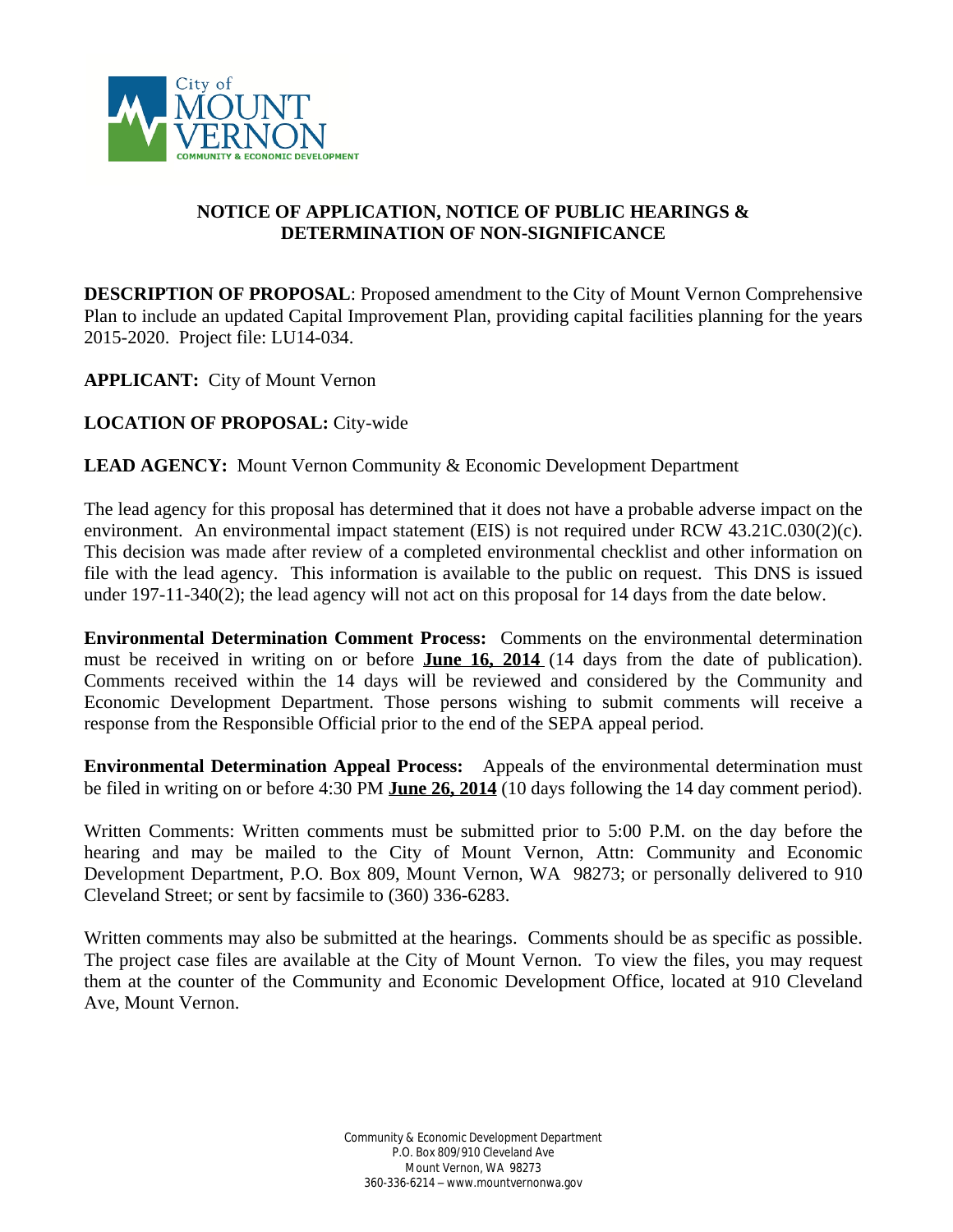City of MOUNT VERNON
COMMUNITY & ECONOMIC DEVELOPMENT

## NOTICE OF APPLICATION, NOTICE OF PUBLIC HEARINGS & DETERMINATION OF NON-SIGNIFICANCE

**DESCRIPTION OF PROPOSAL**: Proposed amendment to the City of Mount Vernon Comprehensive Plan to include an updated Capital Improvement Plan, providing capital facilities planning for the years 2015-2020. Project file: LU14-034.

**APPLICANT:** City of Mount Vernon

**LOCATION OF PROPOSAL:** City-wide

**LEAD AGENCY:** Mount Vernon Community & Economic Development Department

The lead agency for this proposal has determined that it does not have a probable adverse impact on the environment. An environmental impact statement (EIS) is not required under RCW 43.21C.030(2)(c). This decision was made after review of a completed environmental checklist and other information on file with the lead agency. This information is available to the public on request. This DNS is issued under 197-11-340(2); the lead agency will not act on this proposal for 14 days from the date below.

**Environmental Determination Comment Process:** Comments on the environmental determination must be received in writing on or before **June 16, 2014** (14 days from the date of publication). Comments received within the 14 days will be reviewed and considered by the Community and Economic Development Department. Those persons wishing to submit comments will receive a response from the Responsible Official prior to the end of the SEPA appeal period.

**Environmental Determination Appeal Process:** Appeals of the environmental determination must be filed in writing on or before 4:30 PM **June 26, 2014** (10 days following the 14 day comment period).

Written Comments: Written comments must be submitted prior to 5:00 P.M. on the day before the hearing and may be mailed to the City of Mount Vernon, Attn: Community and Economic Development Department, P.O. Box 809, Mount Vernon, WA 98273; or personally delivered to 910 Cleveland Street; or sent by facsimile to (360) 336-6283.

Written comments may also be submitted at the hearings. Comments should be as specific as possible. The project case files are available at the City of Mount Vernon. To view the files, you may request them at the counter of the Community and Economic Development Office, located at 910 Cleveland Ave, Mount Vernon.

Community & Economic Development Department
P.O. Box 809/910 Cleveland Ave
Mount Vernon, WA 98273
360-336-6214 – www.mountvernonwa.gov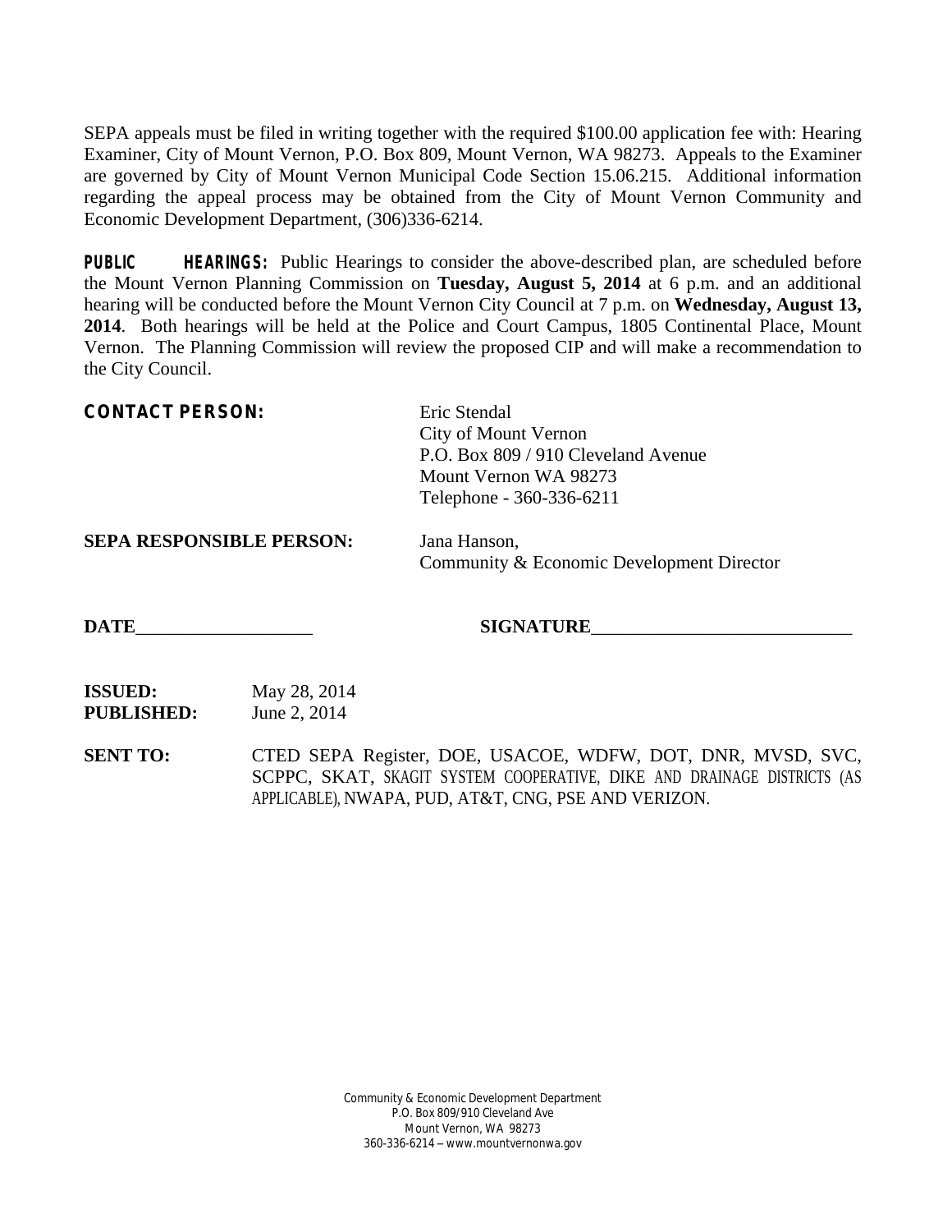SEPA appeals must be filed in writing together with the required $100.00 application fee with: Hearing Examiner, City of Mount Vernon, P.O. Box 809, Mount Vernon, WA 98273. Appeals to the Examiner are governed by City of Mount Vernon Municipal Code Section 15.06.215. Additional information regarding the appeal process may be obtained from the City of Mount Vernon Community and Economic Development Department, (306)336-6214.

**PUBLIC HEARINGS:** Public Hearings to consider the above-described plan, are scheduled before the Mount Vernon Planning Commission on **Tuesday, August 5, 2014** at 6 p.m. and an additional hearing will be conducted before the Mount Vernon City Council at 7 p.m. on **Wednesday, August 13, 2014**. Both hearings will be held at the Police and Court Campus, 1805 Continental Place, Mount Vernon. The Planning Commission will review the proposed CIP and will make a recommendation to the City Council.

**CONTACT PERSON:**

Eric Stendal
City of Mount Vernon
P.O. Box 809 / 910 Cleveland Avenue
Mount Vernon WA 98273
Telephone - 360-336-6211

**SEPA RESPONSIBLE PERSON:**

Jana Hanson,
Community & Economic Development Director

**DATE**___________________ **SIGNATURE**____________________________

**ISSUED:** May 28, 2014
**PUBLISHED:** June 2, 2014

**SENT TO:** CTED SEPA Register, DOE, USACOE, WDFW, DOT, DNR, MVSD, SVC, SCPPC, SKAT, SKAGIT SYSTEM COOPERATIVE, DIKE AND DRAINAGE DISTRICTS (AS APPLICABLE), NWAPA, PUD, AT&T, CNG, PSE AND VERIZON.

Community & Economic Development Department
P.O. Box 809/910 Cleveland Ave
Mount Vernon, WA 98273
360-336-6214 – www.mountvernonwa.gov